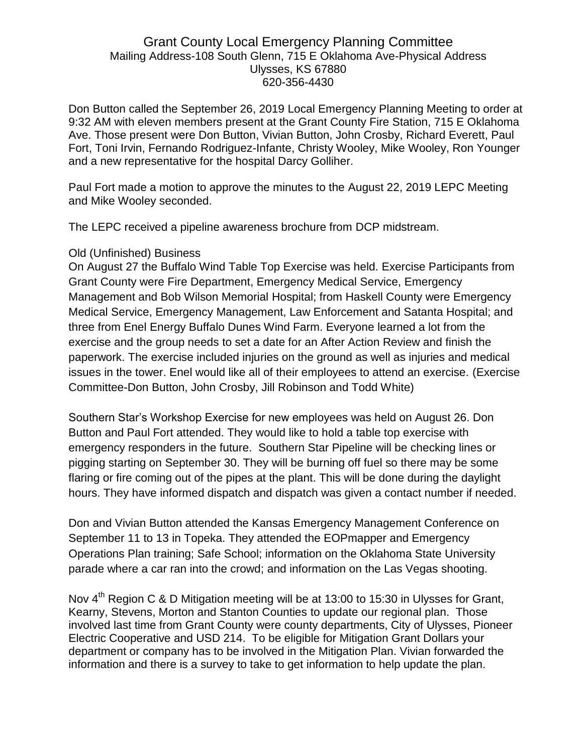# Grant County Local Emergency Planning Committee

Mailing Address-108 South Glenn, 715 E Oklahoma Ave-Physical Address
Ulysses, KS 67880
620-356-4430

Don Button called the September 26, 2019 Local Emergency Planning Meeting to order at 9:32 AM with eleven members present at the Grant County Fire Station, 715 E Oklahoma Ave. Those present were Don Button, Vivian Button, John Crosby, Richard Everett, Paul Fort, Toni Irvin, Fernando Rodriguez-Infante, Christy Wooley, Mike Wooley, Ron Younger and a new representative for the hospital Darcy Golliher.

Paul Fort made a motion to approve the minutes to the August 22, 2019 LEPC Meeting and Mike Wooley seconded.

The LEPC received a pipeline awareness brochure from DCP midstream.

Old (Unfinished) Business

On August 27 the Buffalo Wind Table Top Exercise was held. Exercise Participants from Grant County were Fire Department, Emergency Medical Service, Emergency Management and Bob Wilson Memorial Hospital; from Haskell County were Emergency Medical Service, Emergency Management, Law Enforcement and Satanta Hospital; and three from Enel Energy Buffalo Dunes Wind Farm. Everyone learned a lot from the exercise and the group needs to set a date for an After Action Review and finish the paperwork. The exercise included injuries on the ground as well as injuries and medical issues in the tower. Enel would like all of their employees to attend an exercise. (Exercise Committee-Don Button, John Crosby, Jill Robinson and Todd White)

Southern Star's Workshop Exercise for new employees was held on August 26. Don Button and Paul Fort attended. They would like to hold a table top exercise with emergency responders in the future. Southern Star Pipeline will be checking lines or pigging starting on September 30. They will be burning off fuel so there may be some flaring or fire coming out of the pipes at the plant. This will be done during the daylight hours. They have informed dispatch and dispatch was given a contact number if needed.

Don and Vivian Button attended the Kansas Emergency Management Conference on September 11 to 13 in Topeka. They attended the EOPmapper and Emergency Operations Plan training; Safe School; information on the Oklahoma State University parade where a car ran into the crowd; and information on the Las Vegas shooting.

Nov 4th Region C & D Mitigation meeting will be at 13:00 to 15:30 in Ulysses for Grant, Kearny, Stevens, Morton and Stanton Counties to update our regional plan. Those involved last time from Grant County were county departments, City of Ulysses, Pioneer Electric Cooperative and USD 214. To be eligible for Mitigation Grant Dollars your department or company has to be involved in the Mitigation Plan. Vivian forwarded the information and there is a survey to take to get information to help update the plan.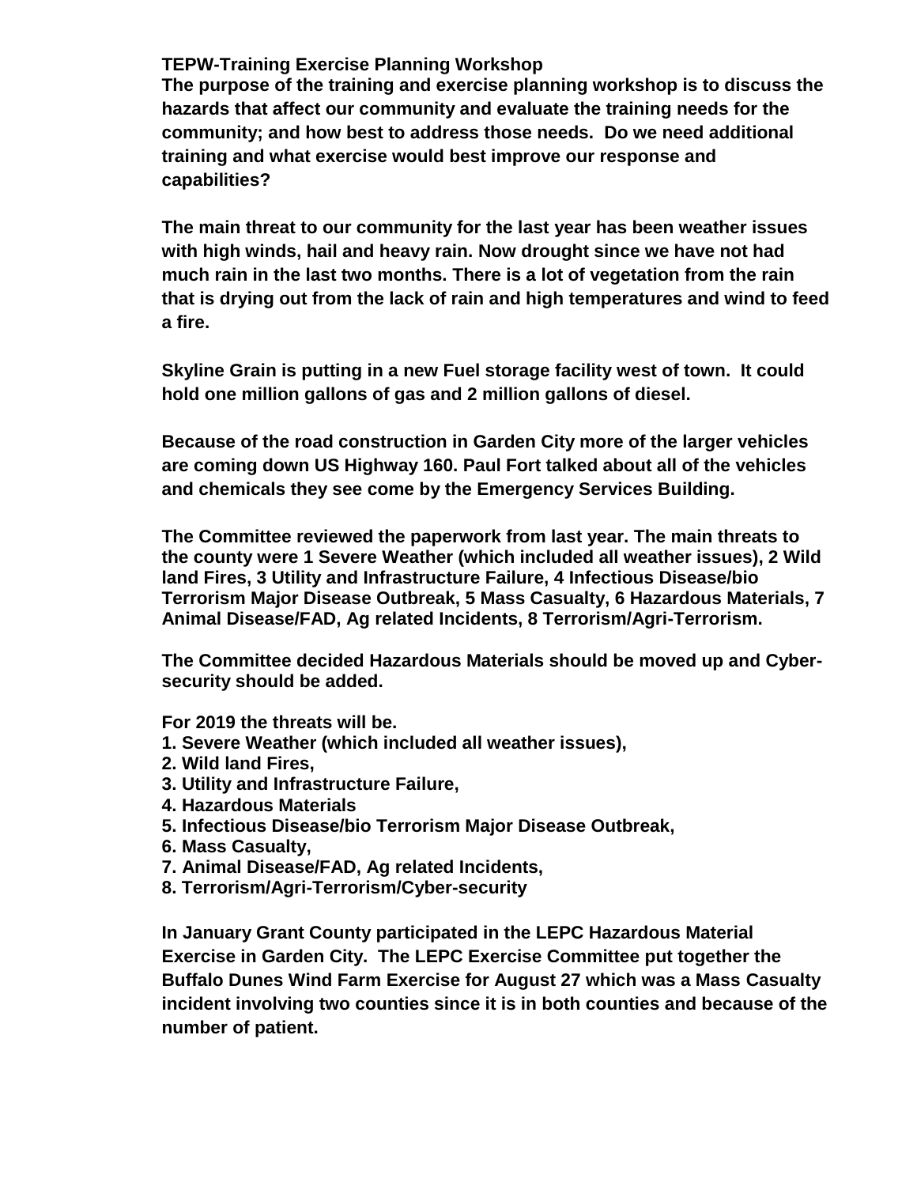**TEPW-Training Exercise Planning Workshop**

**The purpose of the training and exercise planning workshop is to discuss the hazards that affect our community and evaluate the training needs for the community; and how best to address those needs. Do we need additional training and what exercise would best improve our response and capabilities?**

**The main threat to our community for the last year has been weather issues with high winds, hail and heavy rain. Now drought since we have not had much rain in the last two months. There is a lot of vegetation from the rain that is drying out from the lack of rain and high temperatures and wind to feed a fire.**

**Skyline Grain is putting in a new Fuel storage facility west of town. It could hold one million gallons of gas and 2 million gallons of diesel.**

**Because of the road construction in Garden City more of the larger vehicles are coming down US Highway 160. Paul Fort talked about all of the vehicles and chemicals they see come by the Emergency Services Building.**

**The Committee reviewed the paperwork from last year. The main threats to the county were 1 Severe Weather (which included all weather issues), 2 Wild land Fires, 3 Utility and Infrastructure Failure, 4 Infectious Disease/bio Terrorism Major Disease Outbreak, 5 Mass Casualty, 6 Hazardous Materials, 7 Animal Disease/FAD, Ag related Incidents, 8 Terrorism/Agri-Terrorism.**

**The Committee decided Hazardous Materials should be moved up and Cyber-security should be added.**

**For 2019 the threats will be.**

1. **Severe Weather (which included all weather issues),**
2. **Wild land Fires,**
3. **Utility and Infrastructure Failure,**
4. **Hazardous Materials**
5. **Infectious Disease/bio Terrorism Major Disease Outbreak,**
6. **Mass Casualty,**
7. **Animal Disease/FAD, Ag related Incidents,**
8. **Terrorism/Agri-Terrorism/Cyber-security**

**In January Grant County participated in the LEPC Hazardous Material Exercise in Garden City. The LEPC Exercise Committee put together the Buffalo Dunes Wind Farm Exercise for August 27 which was a Mass Casualty incident involving two counties since it is in both counties and because of the number of patient.**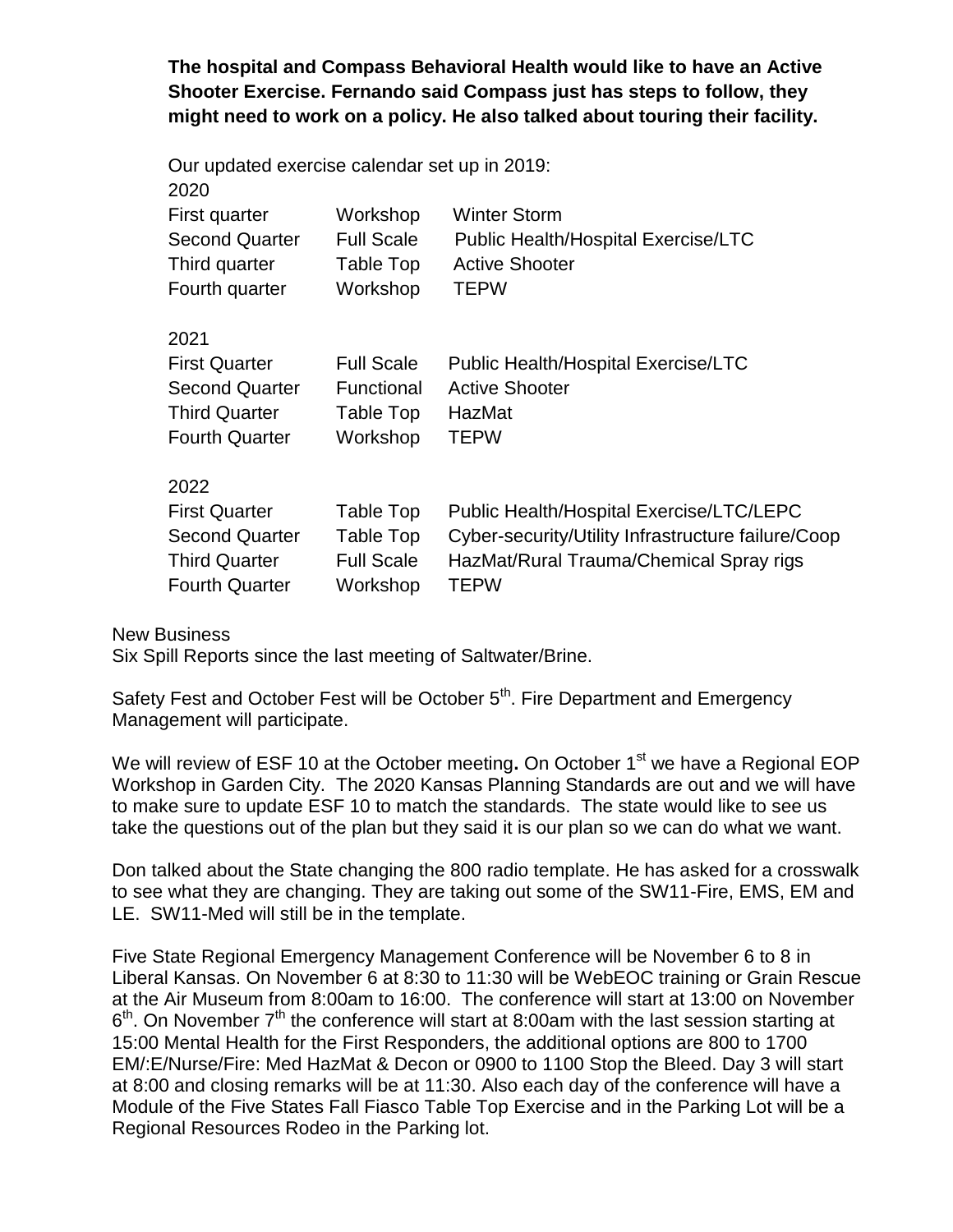**The hospital and Compass Behavioral Health would like to have an Active Shooter Exercise. Fernando said Compass just has steps to follow, they might need to work on a policy. He also talked about touring their facility.**

Our updated exercise calendar set up in 2019:

2020

| | | |
|---|---|---|
| First quarter | Workshop | Winter Storm |
| Second Quarter | Full Scale | Public Health/Hospital Exercise/LTC |
| Third quarter | Table Top | Active Shooter |
| Fourth quarter | Workshop | TEPW |

2021

| | | |
|---|---|---|
| First Quarter | Full Scale | Public Health/Hospital Exercise/LTC |
| Second Quarter | Functional | Active Shooter |
| Third Quarter | Table Top | HazMat |
| Fourth Quarter | Workshop | TEPW |

2022

| | | |
|---|---|---|
| First Quarter | Table Top | Public Health/Hospital Exercise/LTC/LEPC |
| Second Quarter | Table Top | Cyber-security/Utility Infrastructure failure/Coop |
| Third Quarter | Full Scale | HazMat/Rural Trauma/Chemical Spray rigs |
| Fourth Quarter | Workshop | TEPW |

New Business

Six Spill Reports since the last meeting of Saltwater/Brine.

Safety Fest and October Fest will be October 5th. Fire Department and Emergency Management will participate.

We will review of ESF 10 at the October meeting**.** On October 1st we have a Regional EOP Workshop in Garden City. The 2020 Kansas Planning Standards are out and we will have to make sure to update ESF 10 to match the standards. The state would like to see us take the questions out of the plan but they said it is our plan so we can do what we want.

Don talked about the State changing the 800 radio template. He has asked for a crosswalk to see what they are changing. They are taking out some of the SW11-Fire, EMS, EM and LE. SW11-Med will still be in the template.

Five State Regional Emergency Management Conference will be November 6 to 8 in Liberal Kansas. On November 6 at 8:30 to 11:30 will be WebEOC training or Grain Rescue at the Air Museum from 8:00am to 16:00. The conference will start at 13:00 on November 6th. On November 7th the conference will start at 8:00am with the last session starting at 15:00 Mental Health for the First Responders, the additional options are 800 to 1700 EM/:E/Nurse/Fire: Med HazMat & Decon or 0900 to 1100 Stop the Bleed. Day 3 will start at 8:00 and closing remarks will be at 11:30. Also each day of the conference will have a Module of the Five States Fall Fiasco Table Top Exercise and in the Parking Lot will be a Regional Resources Rodeo in the Parking lot.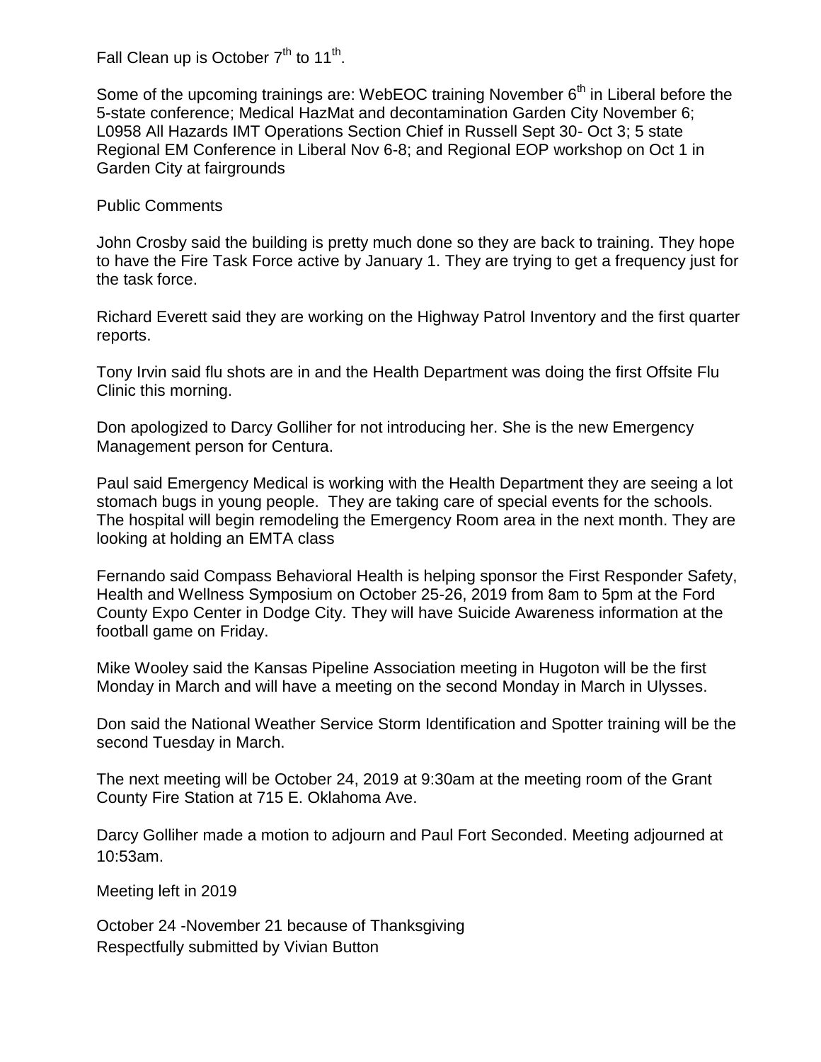Fall Clean up is October 7th to 11th.

Some of the upcoming trainings are: WebEOC training November 6th in Liberal before the 5-state conference; Medical HazMat and decontamination Garden City November 6; L0958 All Hazards IMT Operations Section Chief in Russell Sept 30- Oct 3; 5 state Regional EM Conference in Liberal Nov 6-8; and Regional EOP workshop on Oct 1 in Garden City at fairgrounds

Public Comments

John Crosby said the building is pretty much done so they are back to training. They hope to have the Fire Task Force active by January 1. They are trying to get a frequency just for the task force.

Richard Everett said they are working on the Highway Patrol Inventory and the first quarter reports.

Tony Irvin said flu shots are in and the Health Department was doing the first Offsite Flu Clinic this morning.

Don apologized to Darcy Golliher for not introducing her. She is the new Emergency Management person for Centura.

Paul said Emergency Medical is working with the Health Department they are seeing a lot stomach bugs in young people. They are taking care of special events for the schools. The hospital will begin remodeling the Emergency Room area in the next month. They are looking at holding an EMTA class

Fernando said Compass Behavioral Health is helping sponsor the First Responder Safety, Health and Wellness Symposium on October 25-26, 2019 from 8am to 5pm at the Ford County Expo Center in Dodge City. They will have Suicide Awareness information at the football game on Friday.

Mike Wooley said the Kansas Pipeline Association meeting in Hugoton will be the first Monday in March and will have a meeting on the second Monday in March in Ulysses.

Don said the National Weather Service Storm Identification and Spotter training will be the second Tuesday in March.

The next meeting will be October 24, 2019 at 9:30am at the meeting room of the Grant County Fire Station at 715 E. Oklahoma Ave.

Darcy Golliher made a motion to adjourn and Paul Fort Seconded. Meeting adjourned at 10:53am.

Meeting left in 2019

October 24 -November 21 because of Thanksgiving
Respectfully submitted by Vivian Button